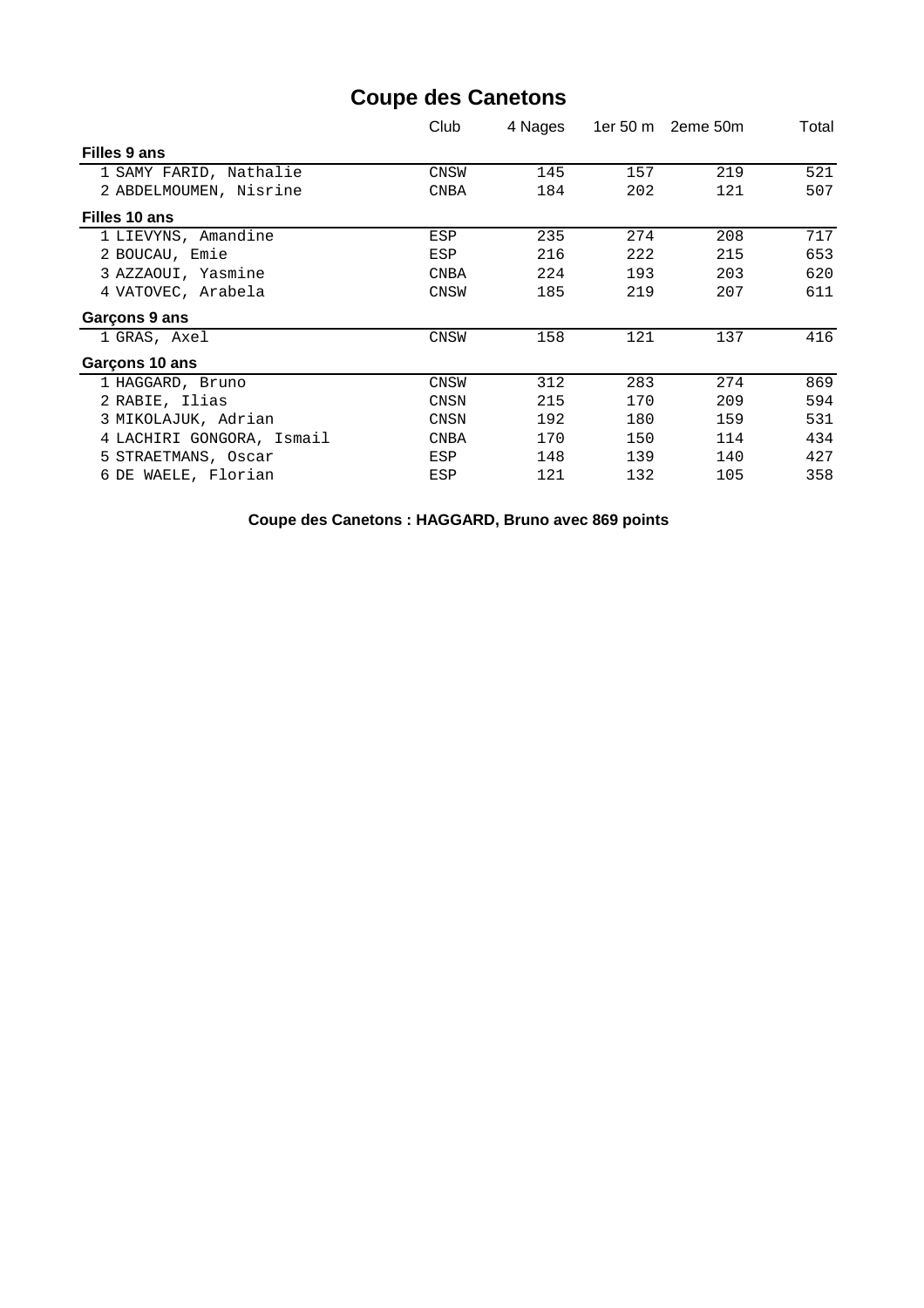# Coupe des Canetons

| | Club | 4 Nages | 1er 50 m | 2eme 50m | Total |
|---|---|---|---|---|---|
| **Filles 9 ans** | | | | | |
| 1 SAMY FARID, Nathalie | CNSW | 145 | 157 | 219 | 521 |
| 2 ABDELMOUMEN, Nisrine | CNBA | 184 | 202 | 121 | 507 |
| **Filles 10 ans** | | | | | |
| 1 LIEVYNS, Amandine | ESP | 235 | 274 | 208 | 717 |
| 2 BOUCAU, Emie | ESP | 216 | 222 | 215 | 653 |
| 3 AZZAOUI, Yasmine | CNBA | 224 | 193 | 203 | 620 |
| 4 VATOVEC, Arabela | CNSW | 185 | 219 | 207 | 611 |
| **Garçons 9 ans** | | | | | |
| 1 GRAS, Axel | CNSW | 158 | 121 | 137 | 416 |
| **Garçons 10 ans** | | | | | |
| 1 HAGGARD, Bruno | CNSW | 312 | 283 | 274 | 869 |
| 2 RABIE, Ilias | CNSN | 215 | 170 | 209 | 594 |
| 3 MIKOLAJUK, Adrian | CNSN | 192 | 180 | 159 | 531 |
| 4 LACHIRI GONGORA, Ismail | CNBA | 170 | 150 | 114 | 434 |
| 5 STRAETMANS, Oscar | ESP | 148 | 139 | 140 | 427 |
| 6 DE WAELE, Florian | ESP | 121 | 132 | 105 | 358 |

**Coupe des Canetons : HAGGARD, Bruno avec 869 points**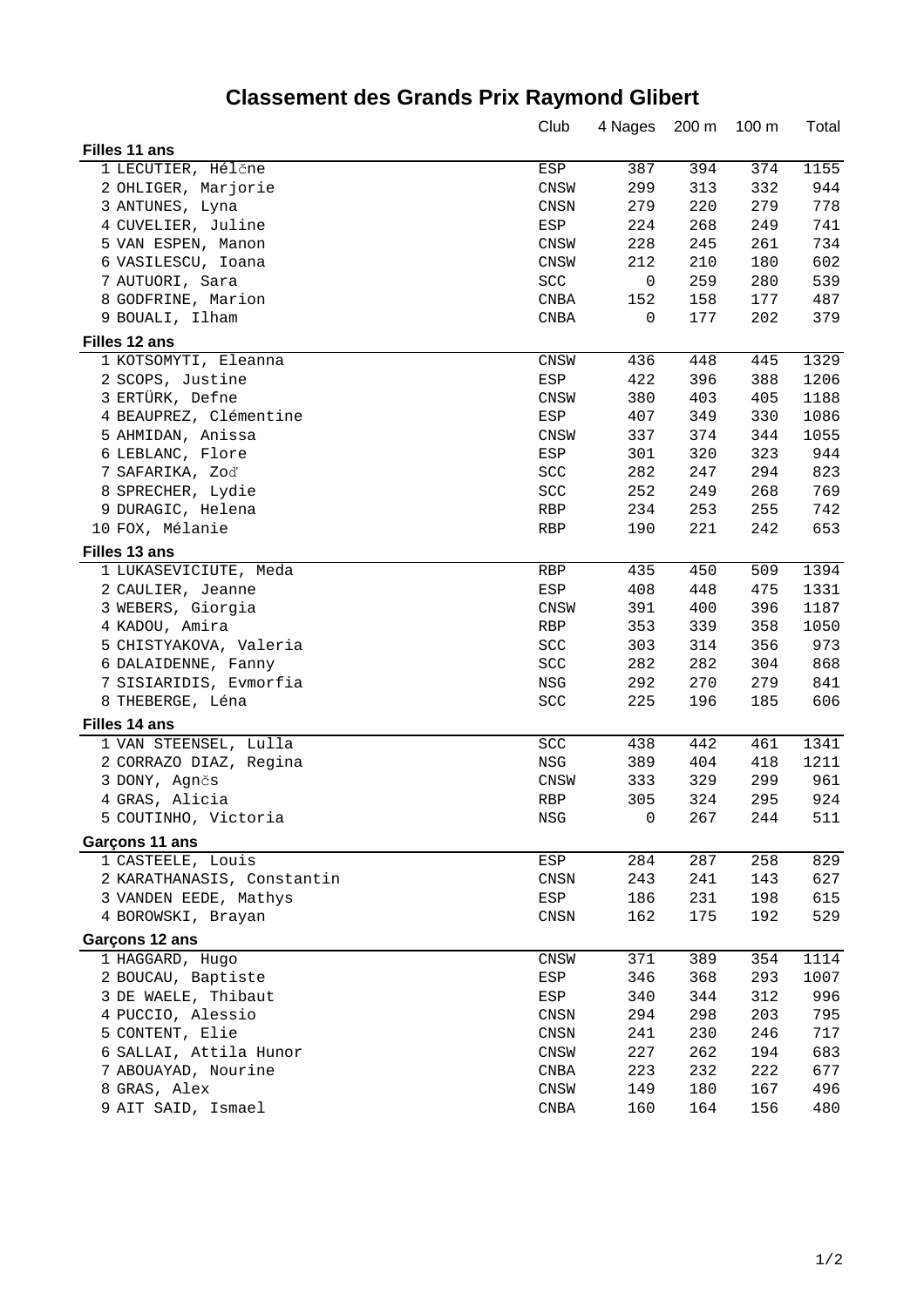# Classement des Grands Prix Raymond Glibert

| | Club | 4 Nages | 200 m | 100 m | Total |
|---|---|---|---|---|---|
| **Filles 11 ans** | | | | | |
| 1 LECUTIER, Hélčne | ESP | 387 | 394 | 374 | 1155 |
| 2 OHLIGER, Marjorie | CNSW | 299 | 313 | 332 | 944 |
| 3 ANTUNES, Lyna | CNSN | 279 | 220 | 279 | 778 |
| 4 CUVELIER, Juline | ESP | 224 | 268 | 249 | 741 |
| 5 VAN ESPEN, Manon | CNSW | 228 | 245 | 261 | 734 |
| 6 VASILESCU, Ioana | CNSW | 212 | 210 | 180 | 602 |
| 7 AUTUORI, Sara | SCC | 0 | 259 | 280 | 539 |
| 8 GODFRINE, Marion | CNBA | 152 | 158 | 177 | 487 |
| 9 BOUALI, Ilham | CNBA | 0 | 177 | 202 | 379 |
| **Filles 12 ans** | | | | | |
| 1 KOTSOMYTI, Eleanna | CNSW | 436 | 448 | 445 | 1329 |
| 2 SCOPS, Justine | ESP | 422 | 396 | 388 | 1206 |
| 3 ERTÜRK, Defne | CNSW | 380 | 403 | 405 | 1188 |
| 4 BEAUPREZ, Clémentine | ESP | 407 | 349 | 330 | 1086 |
| 5 AHMIDAN, Anissa | CNSW | 337 | 374 | 344 | 1055 |
| 6 LEBLANC, Flore | ESP | 301 | 320 | 323 | 944 |
| 7 SAFARIKA, Zoď | SCC | 282 | 247 | 294 | 823 |
| 8 SPRECHER, Lydie | SCC | 252 | 249 | 268 | 769 |
| 9 DURAGIC, Helena | RBP | 234 | 253 | 255 | 742 |
| 10 FOX, Mélanie | RBP | 190 | 221 | 242 | 653 |
| **Filles 13 ans** | | | | | |
| 1 LUKASEVICIUTE, Meda | RBP | 435 | 450 | 509 | 1394 |
| 2 CAULIER, Jeanne | ESP | 408 | 448 | 475 | 1331 |
| 3 WEBERS, Giorgia | CNSW | 391 | 400 | 396 | 1187 |
| 4 KADOU, Amira | RBP | 353 | 339 | 358 | 1050 |
| 5 CHISTYAKOVA, Valeria | SCC | 303 | 314 | 356 | 973 |
| 6 DALAIDENNE, Fanny | SCC | 282 | 282 | 304 | 868 |
| 7 SISIARIDIS, Evmorfia | NSG | 292 | 270 | 279 | 841 |
| 8 THEBERGE, Léna | SCC | 225 | 196 | 185 | 606 |
| **Filles 14 ans** | | | | | |
| 1 VAN STEENSEL, Lulla | SCC | 438 | 442 | 461 | 1341 |
| 2 CORRAZO DIAZ, Regina | NSG | 389 | 404 | 418 | 1211 |
| 3 DONY, Agnčs | CNSW | 333 | 329 | 299 | 961 |
| 4 GRAS, Alicia | RBP | 305 | 324 | 295 | 924 |
| 5 COUTINHO, Victoria | NSG | 0 | 267 | 244 | 511 |
| **Garçons 11 ans** | | | | | |
| 1 CASTEELE, Louis | ESP | 284 | 287 | 258 | 829 |
| 2 KARATHANASIS, Constantin | CNSN | 243 | 241 | 143 | 627 |
| 3 VANDEN EEDE, Mathys | ESP | 186 | 231 | 198 | 615 |
| 4 BOROWSKI, Brayan | CNSN | 162 | 175 | 192 | 529 |
| **Garçons 12 ans** | | | | | |
| 1 HAGGARD, Hugo | CNSW | 371 | 389 | 354 | 1114 |
| 2 BOUCAU, Baptiste | ESP | 346 | 368 | 293 | 1007 |
| 3 DE WAELE, Thibaut | ESP | 340 | 344 | 312 | 996 |
| 4 PUCCIO, Alessio | CNSN | 294 | 298 | 203 | 795 |
| 5 CONTENT, Elie | CNSN | 241 | 230 | 246 | 717 |
| 6 SALLAI, Attila Hunor | CNSW | 227 | 262 | 194 | 683 |
| 7 ABOUAYAD, Nourine | CNBA | 223 | 232 | 222 | 677 |
| 8 GRAS, Alex | CNSW | 149 | 180 | 167 | 496 |
| 9 AIT SAID, Ismael | CNBA | 160 | 164 | 156 | 480 |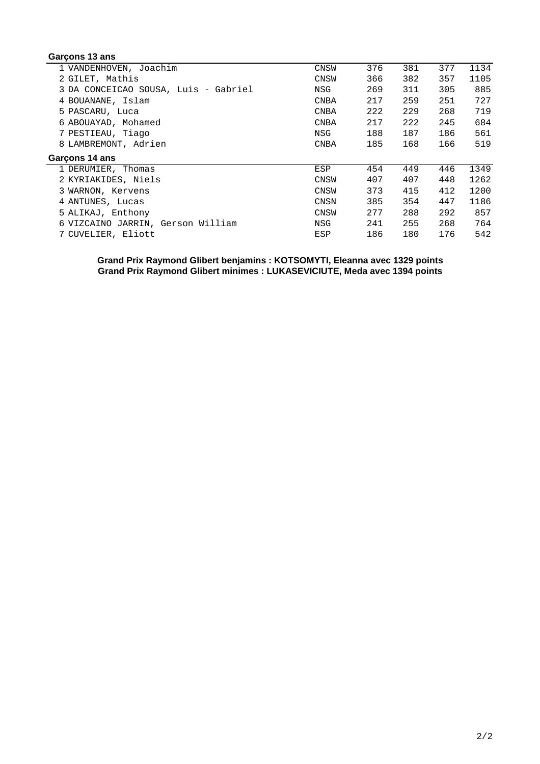### Garçons 13 ans

| | Nom | Club | | | | Total |
|---|---|---|---|---|---|---|
| 1 | VANDENHOVEN, Joachim | CNSW | 376 | 381 | 377 | 1134 |
| 2 | GILET, Mathis | CNSW | 366 | 382 | 357 | 1105 |
| 3 | DA CONCEICAO SOUSA, Luis - Gabriel | NSG | 269 | 311 | 305 | 885 |
| 4 | BOUANANE, Islam | CNBA | 217 | 259 | 251 | 727 |
| 5 | PASCARU, Luca | CNBA | 222 | 229 | 268 | 719 |
| 6 | ABOUAYAD, Mohamed | CNBA | 217 | 222 | 245 | 684 |
| 7 | PESTIEAU, Tiago | NSG | 188 | 187 | 186 | 561 |
| 8 | LAMBREMONT, Adrien | CNBA | 185 | 168 | 166 | 519 |

### Garçons 14 ans

| | Nom | Club | | | | Total |
|---|---|---|---|---|---|---|
| 1 | DERUMIER, Thomas | ESP | 454 | 449 | 446 | 1349 |
| 2 | KYRIAKIDES, Niels | CNSW | 407 | 407 | 448 | 1262 |
| 3 | WARNON, Kervens | CNSW | 373 | 415 | 412 | 1200 |
| 4 | ANTUNES, Lucas | CNSN | 385 | 354 | 447 | 1186 |
| 5 | ALIKAJ, Enthony | CNSW | 277 | 288 | 292 | 857 |
| 6 | VIZCAINO JARRIN, Gerson William | NSG | 241 | 255 | 268 | 764 |
| 7 | CUVELIER, Eliott | ESP | 186 | 180 | 176 | 542 |

**Grand Prix Raymond Glibert benjamins : KOTSOMYTI, Eleanna avec 1329 points**
**Grand Prix Raymond Glibert minimes : LUKASEVICIUTE, Meda avec 1394 points**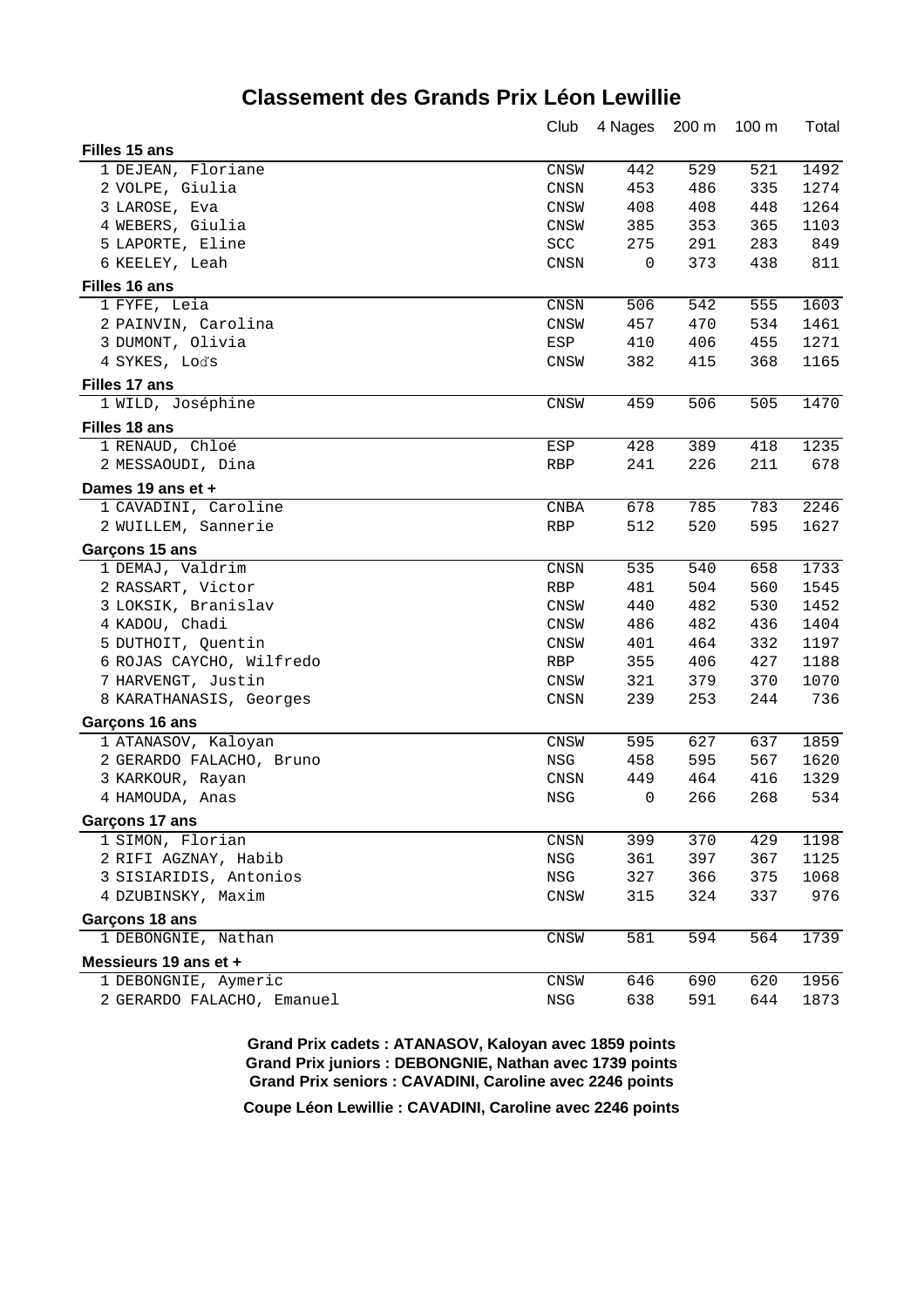# Classement des Grands Prix Léon Lewillie

| | Club | 4 Nages | 200 m | 100 m | Total |
|---|---|---|---|---|---|
| **Filles 15 ans** | | | | | |
| 1 DEJEAN, Floriane | CNSW | 442 | 529 | 521 | 1492 |
| 2 VOLPE, Giulia | CNSN | 453 | 486 | 335 | 1274 |
| 3 LAROSE, Eva | CNSW | 408 | 408 | 448 | 1264 |
| 4 WEBERS, Giulia | CNSW | 385 | 353 | 365 | 1103 |
| 5 LAPORTE, Eline | SCC | 275 | 291 | 283 | 849 |
| 6 KEELEY, Leah | CNSN | 0 | 373 | 438 | 811 |
| **Filles 16 ans** | | | | | |
| 1 FYFE, Leia | CNSN | 506 | 542 | 555 | 1603 |
| 2 PAINVIN, Carolina | CNSW | 457 | 470 | 534 | 1461 |
| 3 DUMONT, Olivia | ESP | 410 | 406 | 455 | 1271 |
| 4 SYKES, Loďs | CNSW | 382 | 415 | 368 | 1165 |
| **Filles 17 ans** | | | | | |
| 1 WILD, Joséphine | CNSW | 459 | 506 | 505 | 1470 |
| **Filles 18 ans** | | | | | |
| 1 RENAUD, Chloé | ESP | 428 | 389 | 418 | 1235 |
| 2 MESSAOUDI, Dina | RBP | 241 | 226 | 211 | 678 |
| **Dames 19 ans et +** | | | | | |
| 1 CAVADINI, Caroline | CNBA | 678 | 785 | 783 | 2246 |
| 2 WUILLEM, Sannerie | RBP | 512 | 520 | 595 | 1627 |
| **Garçons 15 ans** | | | | | |
| 1 DEMAJ, Valdrim | CNSN | 535 | 540 | 658 | 1733 |
| 2 RASSART, Victor | RBP | 481 | 504 | 560 | 1545 |
| 3 LOKSIK, Branislav | CNSW | 440 | 482 | 530 | 1452 |
| 4 KADOU, Chadi | CNSW | 486 | 482 | 436 | 1404 |
| 5 DUTHOIT, Quentin | CNSW | 401 | 464 | 332 | 1197 |
| 6 ROJAS CAYCHO, Wilfredo | RBP | 355 | 406 | 427 | 1188 |
| 7 HARVENGT, Justin | CNSW | 321 | 379 | 370 | 1070 |
| 8 KARATHANASIS, Georges | CNSN | 239 | 253 | 244 | 736 |
| **Garçons 16 ans** | | | | | |
| 1 ATANASOV, Kaloyan | CNSW | 595 | 627 | 637 | 1859 |
| 2 GERARDO FALACHO, Bruno | NSG | 458 | 595 | 567 | 1620 |
| 3 KARKOUR, Rayan | CNSN | 449 | 464 | 416 | 1329 |
| 4 HAMOUDA, Anas | NSG | 0 | 266 | 268 | 534 |
| **Garçons 17 ans** | | | | | |
| 1 SIMON, Florian | CNSN | 399 | 370 | 429 | 1198 |
| 2 RIFI AGZNAY, Habib | NSG | 361 | 397 | 367 | 1125 |
| 3 SISIARIDIS, Antonios | NSG | 327 | 366 | 375 | 1068 |
| 4 DZUBINSKY, Maxim | CNSW | 315 | 324 | 337 | 976 |
| **Garçons 18 ans** | | | | | |
| 1 DEBONGNIE, Nathan | CNSW | 581 | 594 | 564 | 1739 |
| **Messieurs 19 ans et +** | | | | | |
| 1 DEBONGNIE, Aymeric | CNSW | 646 | 690 | 620 | 1956 |
| 2 GERARDO FALACHO, Emanuel | NSG | 638 | 591 | 644 | 1873 |

**Grand Prix cadets : ATANASOV, Kaloyan avec 1859 points**
**Grand Prix juniors : DEBONGNIE, Nathan avec 1739 points**
**Grand Prix seniors : CAVADINI, Caroline avec 2246 points**

**Coupe Léon Lewillie : CAVADINI, Caroline avec 2246 points**